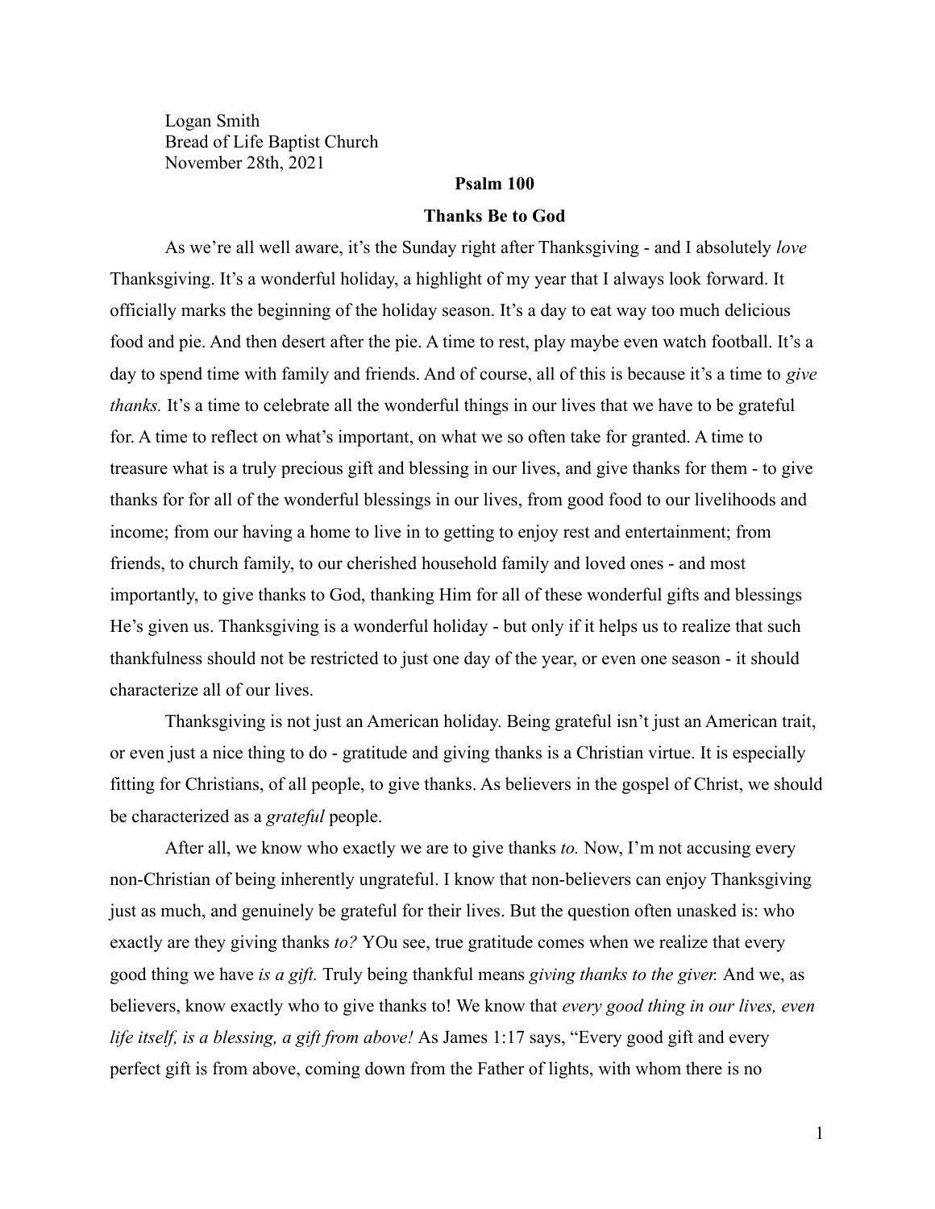Logan Smith
Bread of Life Baptist Church
November 28th, 2021

**Psalm 100**

**Thanks Be to God**

As we're all well aware, it's the Sunday right after Thanksgiving - and I absolutely *love* Thanksgiving. It's a wonderful holiday, a highlight of my year that I always look forward. It officially marks the beginning of the holiday season. It's a day to eat way too much delicious food and pie. And then desert after the pie. A time to rest, play maybe even watch football. It's a day to spend time with family and friends. And of course, all of this is because it's a time to *give thanks.* It's a time to celebrate all the wonderful things in our lives that we have to be grateful for. A time to reflect on what's important, on what we so often take for granted. A time to treasure what is a truly precious gift and blessing in our lives, and give thanks for them - to give thanks for for all of the wonderful blessings in our lives, from good food to our livelihoods and income; from our having a home to live in to getting to enjoy rest and entertainment; from friends, to church family, to our cherished household family and loved ones - and most importantly, to give thanks to God, thanking Him for all of these wonderful gifts and blessings He's given us. Thanksgiving is a wonderful holiday - but only if it helps us to realize that such thankfulness should not be restricted to just one day of the year, or even one season - it should characterize all of our lives.

Thanksgiving is not just an American holiday. Being grateful isn't just an American trait, or even just a nice thing to do - gratitude and giving thanks is a Christian virtue. It is especially fitting for Christians, of all people, to give thanks. As believers in the gospel of Christ, we should be characterized as a *grateful* people.

After all, we know who exactly we are to give thanks *to.* Now, I'm not accusing every non-Christian of being inherently ungrateful. I know that non-believers can enjoy Thanksgiving just as much, and genuinely be grateful for their lives. But the question often unasked is: who exactly are they giving thanks *to?* YOu see, true gratitude comes when we realize that every good thing we have *is a gift.* Truly being thankful means *giving thanks to the giver.* And we, as believers, know exactly who to give thanks to! We know that *every good thing in our lives, even life itself, is a blessing, a gift from above!* As James 1:17 says, "Every good gift and every perfect gift is from above, coming down from the Father of lights, with whom there is no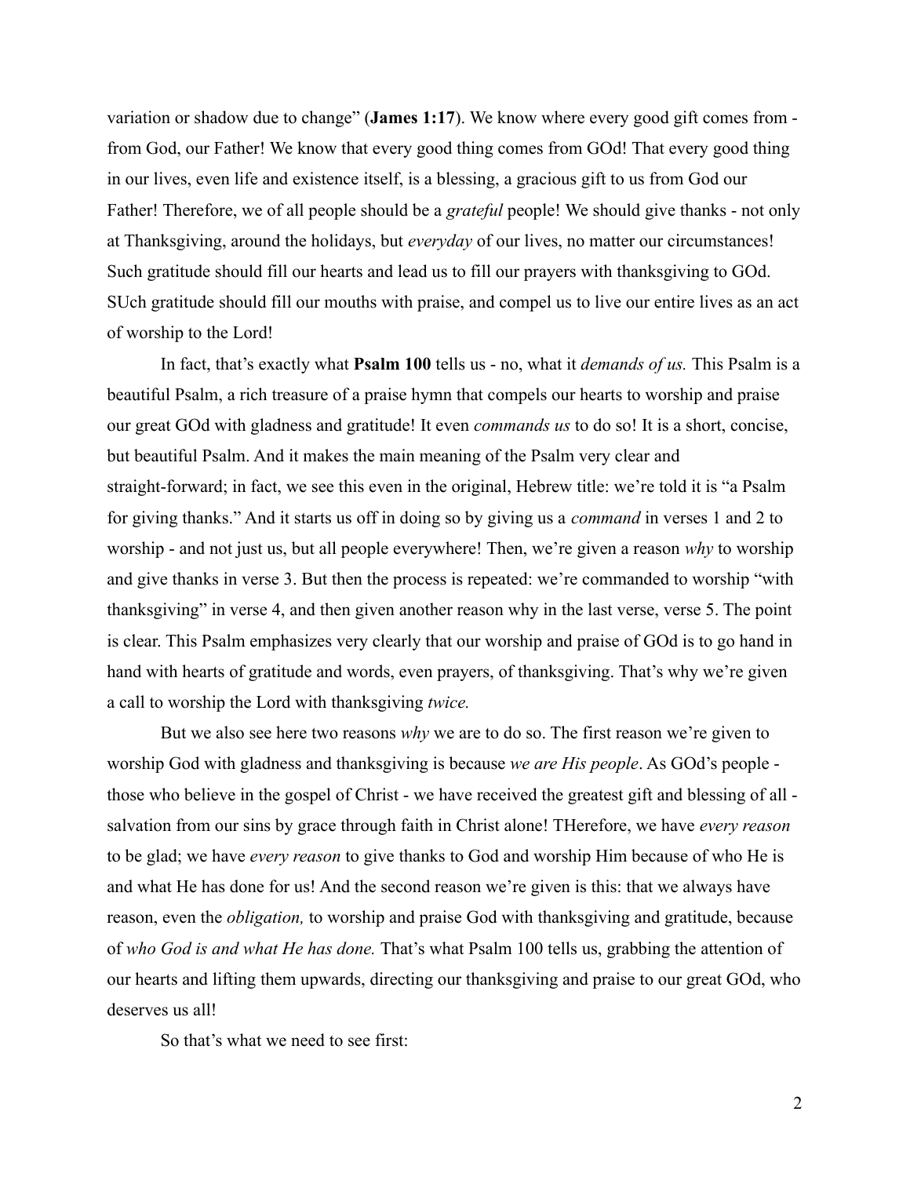variation or shadow due to change" (**James 1:17**). We know where every good gift comes from - from God, our Father! We know that every good thing comes from GOd! That every good thing in our lives, even life and existence itself, is a blessing, a gracious gift to us from God our Father! Therefore, we of all people should be a *grateful* people! We should give thanks - not only at Thanksgiving, around the holidays, but *everyday* of our lives, no matter our circumstances! Such gratitude should fill our hearts and lead us to fill our prayers with thanksgiving to GOd. SUch gratitude should fill our mouths with praise, and compel us to live our entire lives as an act of worship to the Lord!

In fact, that's exactly what **Psalm 100** tells us - no, what it *demands of us.* This Psalm is a beautiful Psalm, a rich treasure of a praise hymn that compels our hearts to worship and praise our great GOd with gladness and gratitude! It even *commands us* to do so! It is a short, concise, but beautiful Psalm. And it makes the main meaning of the Psalm very clear and straight-forward; in fact, we see this even in the original, Hebrew title: we're told it is "a Psalm for giving thanks." And it starts us off in doing so by giving us a *command* in verses 1 and 2 to worship - and not just us, but all people everywhere! Then, we're given a reason *why* to worship and give thanks in verse 3. But then the process is repeated: we're commanded to worship "with thanksgiving" in verse 4, and then given another reason why in the last verse, verse 5. The point is clear. This Psalm emphasizes very clearly that our worship and praise of GOd is to go hand in hand with hearts of gratitude and words, even prayers, of thanksgiving. That's why we're given a call to worship the Lord with thanksgiving *twice.*

But we also see here two reasons *why* we are to do so. The first reason we're given to worship God with gladness and thanksgiving is because *we are His people*. As GOd's people - those who believe in the gospel of Christ - we have received the greatest gift and blessing of all - salvation from our sins by grace through faith in Christ alone! THerefore, we have *every reason* to be glad; we have *every reason* to give thanks to God and worship Him because of who He is and what He has done for us! And the second reason we're given is this: that we always have reason, even the *obligation,* to worship and praise God with thanksgiving and gratitude, because of *who God is and what He has done.* That's what Psalm 100 tells us, grabbing the attention of our hearts and lifting them upwards, directing our thanksgiving and praise to our great GOd, who deserves us all!

So that's what we need to see first: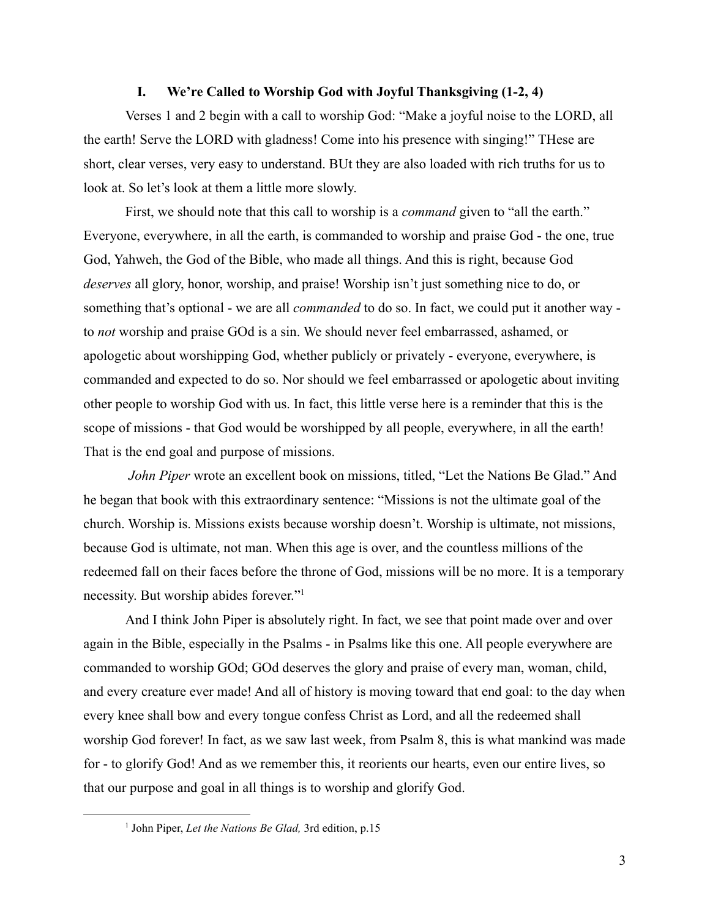## I. We're Called to Worship God with Joyful Thanksgiving (1-2, 4)

Verses 1 and 2 begin with a call to worship God: "Make a joyful noise to the LORD, all the earth! Serve the LORD with gladness! Come into his presence with singing!" THese are short, clear verses, very easy to understand. BUt they are also loaded with rich truths for us to look at. So let's look at them a little more slowly.

First, we should note that this call to worship is a *command* given to "all the earth." Everyone, everywhere, in all the earth, is commanded to worship and praise God - the one, true God, Yahweh, the God of the Bible, who made all things. And this is right, because God *deserves* all glory, honor, worship, and praise! Worship isn't just something nice to do, or something that's optional - we are all *commanded* to do so. In fact, we could put it another way - to *not* worship and praise GOd is a sin. We should never feel embarrassed, ashamed, or apologetic about worshipping God, whether publicly or privately - everyone, everywhere, is commanded and expected to do so. Nor should we feel embarrassed or apologetic about inviting other people to worship God with us. In fact, this little verse here is a reminder that this is the scope of missions - that God would be worshipped by all people, everywhere, in all the earth! That is the end goal and purpose of missions.

*John Piper* wrote an excellent book on missions, titled, "Let the Nations Be Glad." And he began that book with this extraordinary sentence: "Missions is not the ultimate goal of the church. Worship is. Missions exists because worship doesn't. Worship is ultimate, not missions, because God is ultimate, not man. When this age is over, and the countless millions of the redeemed fall on their faces before the throne of God, missions will be no more. It is a temporary necessity. But worship abides forever."[1]

And I think John Piper is absolutely right. In fact, we see that point made over and over again in the Bible, especially in the Psalms - in Psalms like this one. All people everywhere are commanded to worship GOd; GOd deserves the glory and praise of every man, woman, child, and every creature ever made! And all of history is moving toward that end goal: to the day when every knee shall bow and every tongue confess Christ as Lord, and all the redeemed shall worship God forever! In fact, as we saw last week, from Psalm 8, this is what mankind was made for - to glorify God! And as we remember this, it reorients our hearts, even our entire lives, so that our purpose and goal in all things is to worship and glorify God.

---

[1] John Piper, *Let the Nations Be Glad,* 3rd edition, p.15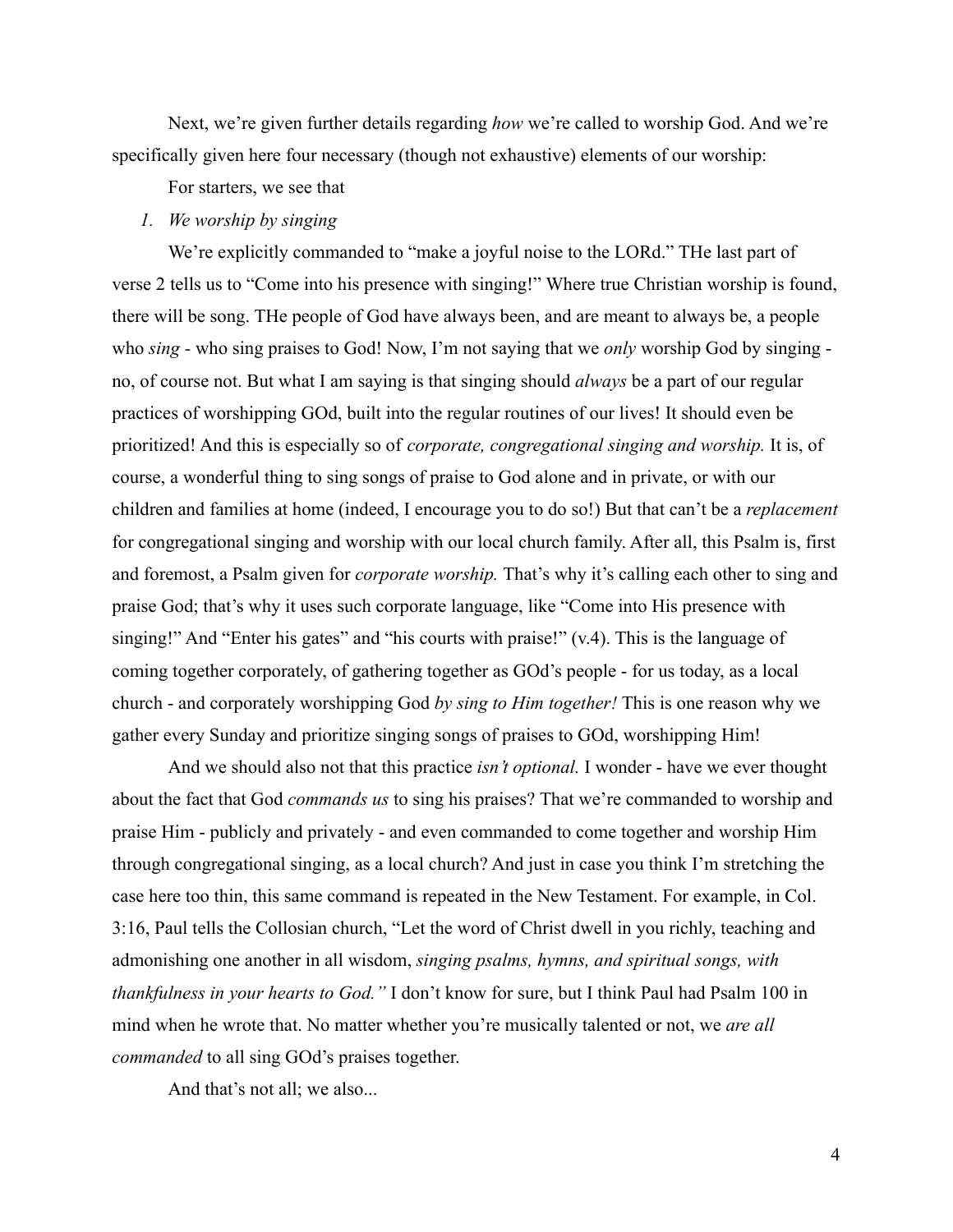Next, we're given further details regarding *how* we're called to worship God. And we're specifically given here four necessary (though not exhaustive) elements of our worship:

For starters, we see that

1. *We worship by singing*

We're explicitly commanded to "make a joyful noise to the LORd." THe last part of verse 2 tells us to "Come into his presence with singing!" Where true Christian worship is found, there will be song. THe people of God have always been, and are meant to always be, a people who *sing* - who sing praises to God! Now, I'm not saying that we *only* worship God by singing - no, of course not. But what I am saying is that singing should *always* be a part of our regular practices of worshipping GOd, built into the regular routines of our lives! It should even be prioritized! And this is especially so of *corporate, congregational singing and worship.* It is, of course, a wonderful thing to sing songs of praise to God alone and in private, or with our children and families at home (indeed, I encourage you to do so!) But that can't be a *replacement* for congregational singing and worship with our local church family. After all, this Psalm is, first and foremost, a Psalm given for *corporate worship.* That's why it's calling each other to sing and praise God; that's why it uses such corporate language, like "Come into His presence with singing!" And "Enter his gates" and "his courts with praise!" (v.4). This is the language of coming together corporately, of gathering together as GOd's people - for us today, as a local church - and corporately worshipping God *by sing to Him together!* This is one reason why we gather every Sunday and prioritize singing songs of praises to GOd, worshipping Him!

And we should also not that this practice *isn't optional.* I wonder - have we ever thought about the fact that God *commands us* to sing his praises? That we're commanded to worship and praise Him - publicly and privately - and even commanded to come together and worship Him through congregational singing, as a local church? And just in case you think I'm stretching the case here too thin, this same command is repeated in the New Testament. For example, in Col. 3:16, Paul tells the Collosian church, "Let the word of Christ dwell in you richly, teaching and admonishing one another in all wisdom, *singing psalms, hymns, and spiritual songs, with thankfulness in your hearts to God."* I don't know for sure, but I think Paul had Psalm 100 in mind when he wrote that. No matter whether you're musically talented or not, we *are all commanded* to all sing GOd's praises together.

And that's not all; we also...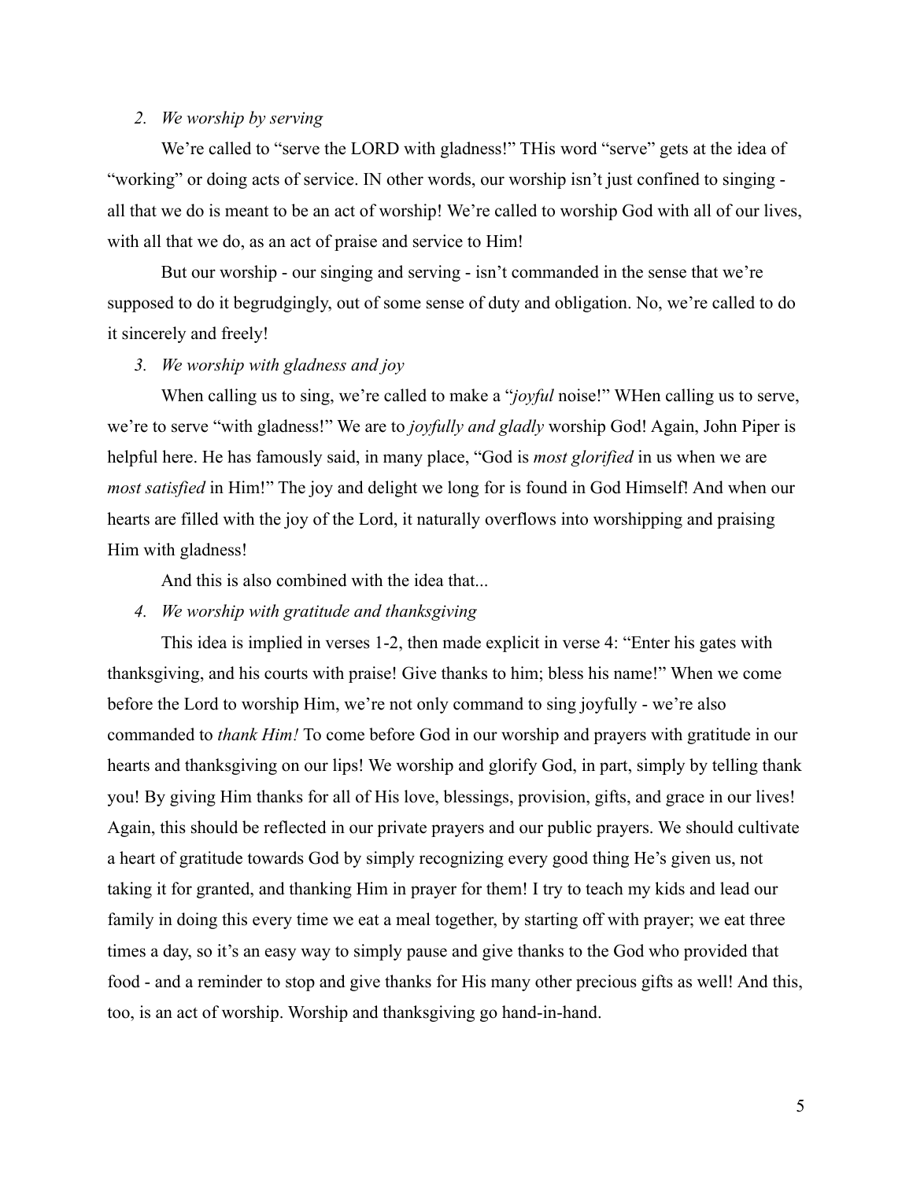2. *We worship by serving*

We're called to "serve the LORD with gladness!" THis word "serve" gets at the idea of "working" or doing acts of service. IN other words, our worship isn't just confined to singing - all that we do is meant to be an act of worship! We're called to worship God with all of our lives, with all that we do, as an act of praise and service to Him!

But our worship - our singing and serving - isn't commanded in the sense that we're supposed to do it begrudgingly, out of some sense of duty and obligation. No, we're called to do it sincerely and freely!

3. *We worship with gladness and joy*

When calling us to sing, we're called to make a "*joyful* noise!" WHen calling us to serve, we're to serve "with gladness!" We are to *joyfully and gladly* worship God! Again, John Piper is helpful here. He has famously said, in many place, "God is *most glorified* in us when we are *most satisfied* in Him!" The joy and delight we long for is found in God Himself! And when our hearts are filled with the joy of the Lord, it naturally overflows into worshipping and praising Him with gladness!

And this is also combined with the idea that...

4. *We worship with gratitude and thanksgiving*

This idea is implied in verses 1-2, then made explicit in verse 4: "Enter his gates with thanksgiving, and his courts with praise! Give thanks to him; bless his name!" When we come before the Lord to worship Him, we're not only command to sing joyfully - we're also commanded to *thank Him!* To come before God in our worship and prayers with gratitude in our hearts and thanksgiving on our lips! We worship and glorify God, in part, simply by telling thank you! By giving Him thanks for all of His love, blessings, provision, gifts, and grace in our lives! Again, this should be reflected in our private prayers and our public prayers. We should cultivate a heart of gratitude towards God by simply recognizing every good thing He's given us, not taking it for granted, and thanking Him in prayer for them! I try to teach my kids and lead our family in doing this every time we eat a meal together, by starting off with prayer; we eat three times a day, so it's an easy way to simply pause and give thanks to the God who provided that food - and a reminder to stop and give thanks for His many other precious gifts as well! And this, too, is an act of worship. Worship and thanksgiving go hand-in-hand.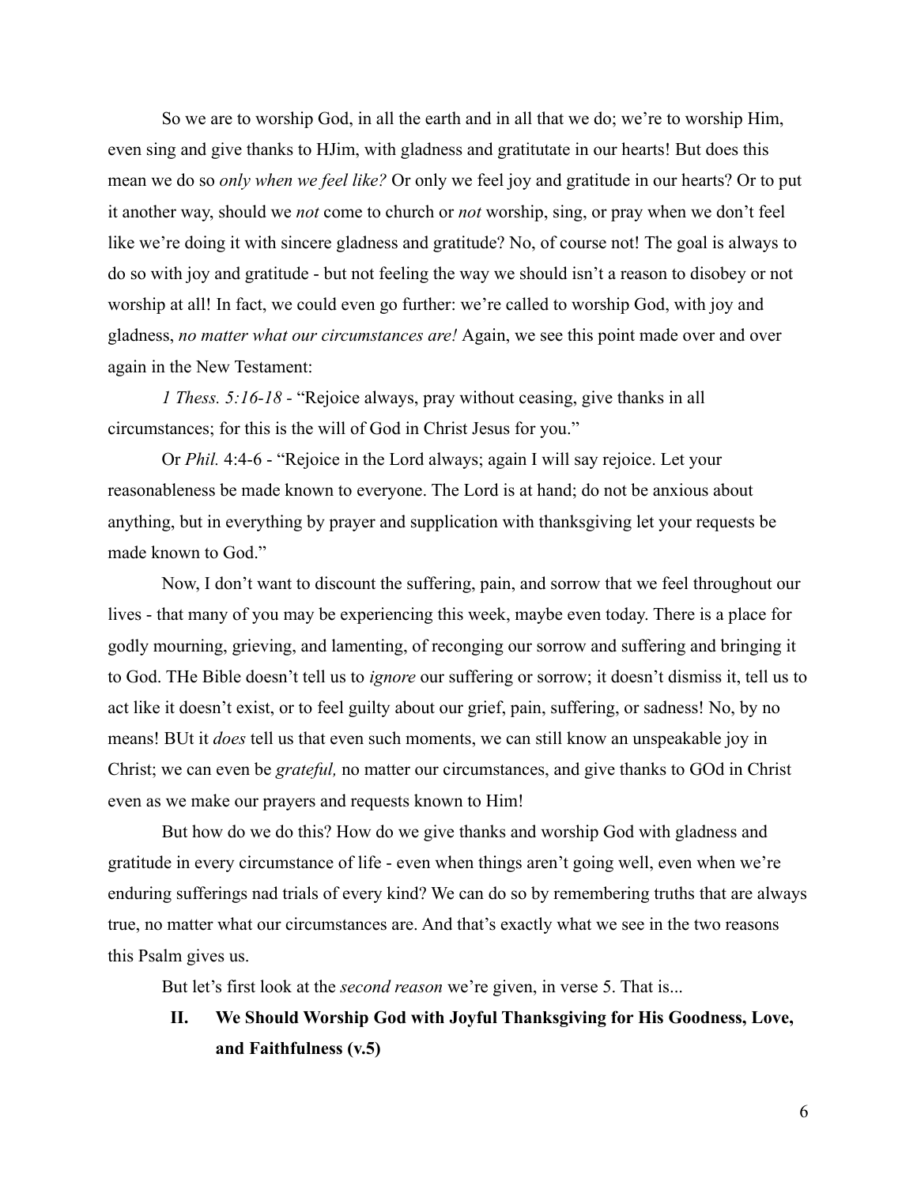So we are to worship God, in all the earth and in all that we do; we're to worship Him, even sing and give thanks to HJim, with gladness and gratitutate in our hearts! But does this mean we do so *only when we feel like?* Or only we feel joy and gratitude in our hearts? Or to put it another way, should we *not* come to church or *not* worship, sing, or pray when we don't feel like we're doing it with sincere gladness and gratitude? No, of course not! The goal is always to do so with joy and gratitude - but not feeling the way we should isn't a reason to disobey or not worship at all! In fact, we could even go further: we're called to worship God, with joy and gladness, *no matter what our circumstances are!* Again, we see this point made over and over again in the New Testament:

*1 Thess. 5:16-18* - "Rejoice always, pray without ceasing, give thanks in all circumstances; for this is the will of God in Christ Jesus for you."

Or *Phil.* 4:4-6 - "Rejoice in the Lord always; again I will say rejoice. Let your reasonableness be made known to everyone. The Lord is at hand; do not be anxious about anything, but in everything by prayer and supplication with thanksgiving let your requests be made known to God."

Now, I don't want to discount the suffering, pain, and sorrow that we feel throughout our lives - that many of you may be experiencing this week, maybe even today. There is a place for godly mourning, grieving, and lamenting, of reconging our sorrow and suffering and bringing it to God. THe Bible doesn't tell us to *ignore* our suffering or sorrow; it doesn't dismiss it, tell us to act like it doesn't exist, or to feel guilty about our grief, pain, suffering, or sadness! No, by no means! BUt it *does* tell us that even such moments, we can still know an unspeakable joy in Christ; we can even be *grateful,* no matter our circumstances, and give thanks to GOd in Christ even as we make our prayers and requests known to Him!

But how do we do this? How do we give thanks and worship God with gladness and gratitude in every circumstance of life - even when things aren't going well, even when we're enduring sufferings nad trials of every kind? We can do so by remembering truths that are always true, no matter what our circumstances are. And that's exactly what we see in the two reasons this Psalm gives us.

But let's first look at the *second reason* we're given, in verse 5. That is...

## II. We Should Worship God with Joyful Thanksgiving for His Goodness, Love, and Faithfulness (v.5)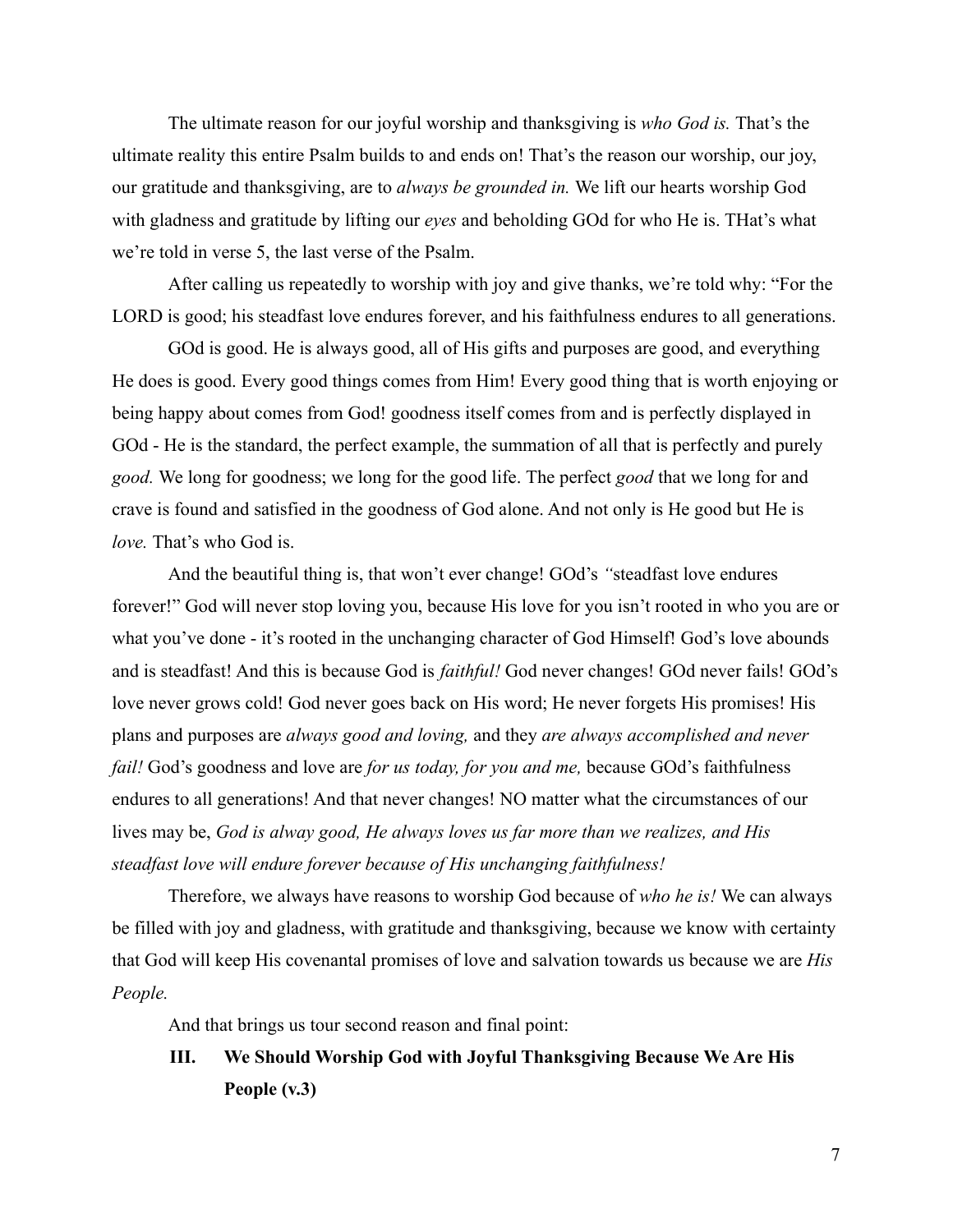The ultimate reason for our joyful worship and thanksgiving is *who God is.* That's the ultimate reality this entire Psalm builds to and ends on! That's the reason our worship, our joy, our gratitude and thanksgiving, are to *always be grounded in.* We lift our hearts worship God with gladness and gratitude by lifting our *eyes* and beholding GOd for who He is. THat's what we're told in verse 5, the last verse of the Psalm.

After calling us repeatedly to worship with joy and give thanks, we're told why: "For the LORD is good; his steadfast love endures forever, and his faithfulness endures to all generations.

GOd is good. He is always good, all of His gifts and purposes are good, and everything He does is good. Every good things comes from Him! Every good thing that is worth enjoying or being happy about comes from God! goodness itself comes from and is perfectly displayed in GOd - He is the standard, the perfect example, the summation of all that is perfectly and purely *good.* We long for goodness; we long for the good life. The perfect *good* that we long for and crave is found and satisfied in the goodness of God alone. And not only is He good but He is *love.* That's who God is.

And the beautiful thing is, that won't ever change! GOd's *"*steadfast love endures forever!" God will never stop loving you, because His love for you isn't rooted in who you are or what you've done - it's rooted in the unchanging character of God Himself! God's love abounds and is steadfast! And this is because God is *faithful!* God never changes! GOd never fails! GOd's love never grows cold! God never goes back on His word; He never forgets His promises! His plans and purposes are *always good and loving,* and they *are always accomplished and never fail!* God's goodness and love are *for us today, for you and me,* because GOd's faithfulness endures to all generations! And that never changes! NO matter what the circumstances of our lives may be, *God is alway good, He always loves us far more than we realizes, and His steadfast love will endure forever because of His unchanging faithfulness!*

Therefore, we always have reasons to worship God because of *who he is!* We can always be filled with joy and gladness, with gratitude and thanksgiving, because we know with certainty that God will keep His covenantal promises of love and salvation towards us because we are *His People.*

And that brings us tour second reason and final point:

### III. We Should Worship God with Joyful Thanksgiving Because We Are His People (v.3)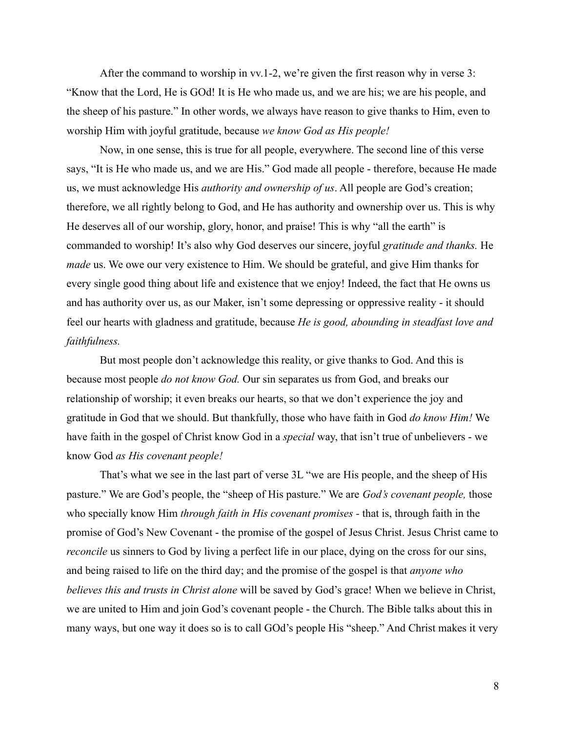After the command to worship in vv.1-2, we're given the first reason why in verse 3: "Know that the Lord, He is GOd! It is He who made us, and we are his; we are his people, and the sheep of his pasture." In other words, we always have reason to give thanks to Him, even to worship Him with joyful gratitude, because *we know God as His people!*

Now, in one sense, this is true for all people, everywhere. The second line of this verse says, "It is He who made us, and we are His." God made all people - therefore, because He made us, we must acknowledge His *authority and ownership of us*. All people are God's creation; therefore, we all rightly belong to God, and He has authority and ownership over us. This is why He deserves all of our worship, glory, honor, and praise! This is why "all the earth" is commanded to worship! It's also why God deserves our sincere, joyful *gratitude and thanks.* He *made* us. We owe our very existence to Him. We should be grateful, and give Him thanks for every single good thing about life and existence that we enjoy! Indeed, the fact that He owns us and has authority over us, as our Maker, isn't some depressing or oppressive reality - it should feel our hearts with gladness and gratitude, because *He is good, abounding in steadfast love and faithfulness.*

But most people don't acknowledge this reality, or give thanks to God. And this is because most people *do not know God.* Our sin separates us from God, and breaks our relationship of worship; it even breaks our hearts, so that we don't experience the joy and gratitude in God that we should. But thankfully, those who have faith in God *do know Him!* We have faith in the gospel of Christ know God in a *special* way, that isn't true of unbelievers - we know God *as His covenant people!*

That's what we see in the last part of verse 3L "we are His people, and the sheep of His pasture." We are God's people, the "sheep of His pasture." We are *God's covenant people,* those who specially know Him *through faith in His covenant promises* - that is, through faith in the promise of God's New Covenant - the promise of the gospel of Jesus Christ. Jesus Christ came to *reconcile* us sinners to God by living a perfect life in our place, dying on the cross for our sins, and being raised to life on the third day; and the promise of the gospel is that *anyone who believes this and trusts in Christ alone* will be saved by God's grace! When we believe in Christ, we are united to Him and join God's covenant people - the Church. The Bible talks about this in many ways, but one way it does so is to call GOd's people His "sheep." And Christ makes it very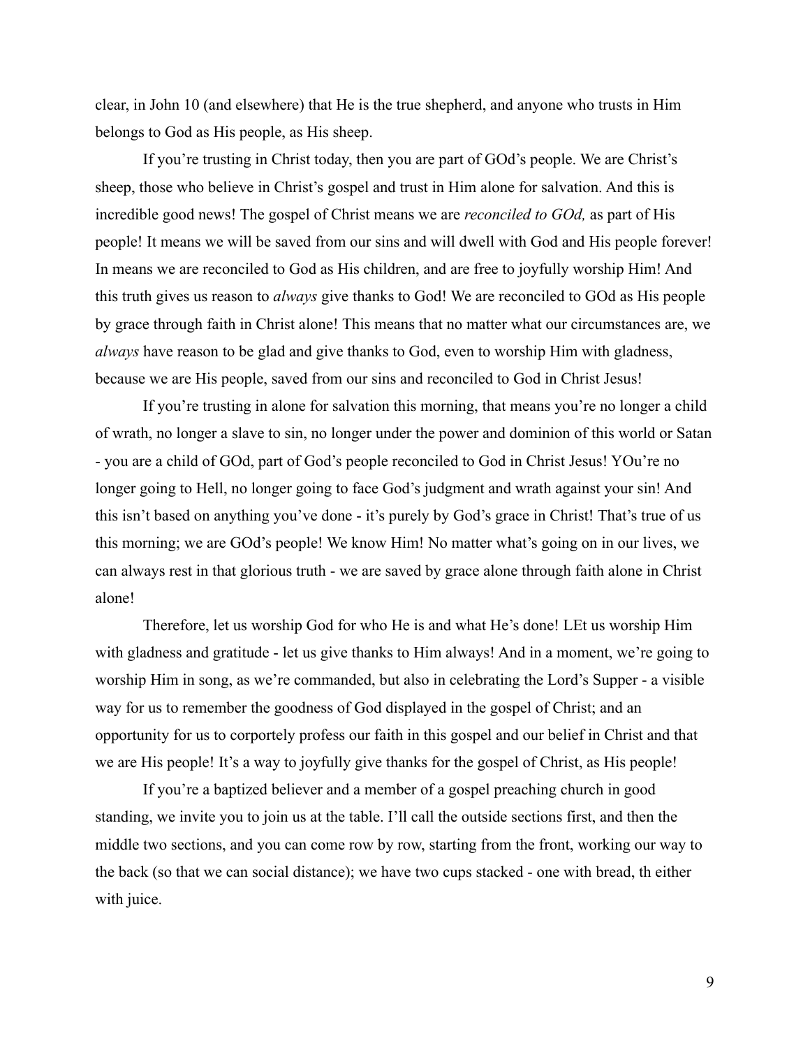clear, in John 10 (and elsewhere) that He is the true shepherd, and anyone who trusts in Him belongs to God as His people, as His sheep.

If you're trusting in Christ today, then you are part of GOd's people. We are Christ's sheep, those who believe in Christ's gospel and trust in Him alone for salvation. And this is incredible good news! The gospel of Christ means we are *reconciled to GOd,* as part of His people! It means we will be saved from our sins and will dwell with God and His people forever! In means we are reconciled to God as His children, and are free to joyfully worship Him! And this truth gives us reason to *always* give thanks to God! We are reconciled to GOd as His people by grace through faith in Christ alone! This means that no matter what our circumstances are, we *always* have reason to be glad and give thanks to God, even to worship Him with gladness, because we are His people, saved from our sins and reconciled to God in Christ Jesus!

If you're trusting in alone for salvation this morning, that means you're no longer a child of wrath, no longer a slave to sin, no longer under the power and dominion of this world or Satan - you are a child of GOd, part of God's people reconciled to God in Christ Jesus! YOu're no longer going to Hell, no longer going to face God's judgment and wrath against your sin! And this isn't based on anything you've done - it's purely by God's grace in Christ! That's true of us this morning; we are GOd's people! We know Him! No matter what's going on in our lives, we can always rest in that glorious truth - we are saved by grace alone through faith alone in Christ alone!

Therefore, let us worship God for who He is and what He's done! LEt us worship Him with gladness and gratitude - let us give thanks to Him always! And in a moment, we're going to worship Him in song, as we're commanded, but also in celebrating the Lord's Supper - a visible way for us to remember the goodness of God displayed in the gospel of Christ; and an opportunity for us to corportely profess our faith in this gospel and our belief in Christ and that we are His people! It's a way to joyfully give thanks for the gospel of Christ, as His people!

If you're a baptized believer and a member of a gospel preaching church in good standing, we invite you to join us at the table. I'll call the outside sections first, and then the middle two sections, and you can come row by row, starting from the front, working our way to the back (so that we can social distance); we have two cups stacked - one with bread, th either with juice.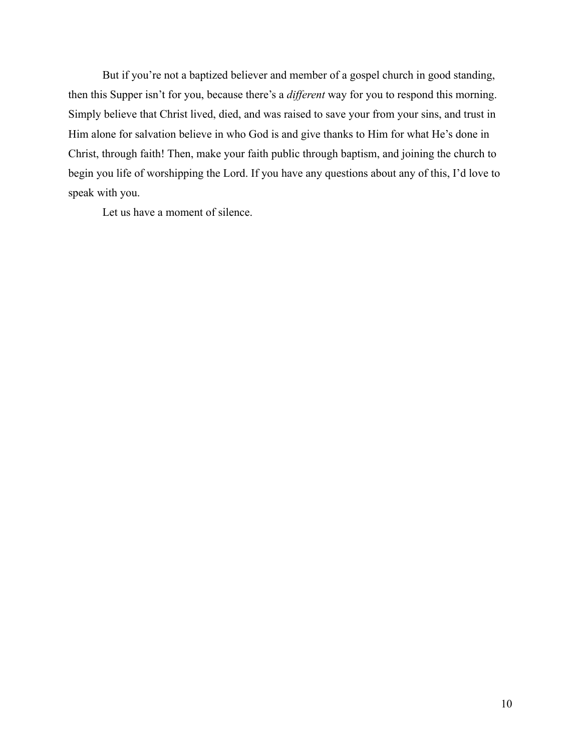But if you're not a baptized believer and member of a gospel church in good standing, then this Supper isn't for you, because there's a *different* way for you to respond this morning. Simply believe that Christ lived, died, and was raised to save your from your sins, and trust in Him alone for salvation believe in who God is and give thanks to Him for what He's done in Christ, through faith! Then, make your faith public through baptism, and joining the church to begin you life of worshipping the Lord. If you have any questions about any of this, I'd love to speak with you.

Let us have a moment of silence.